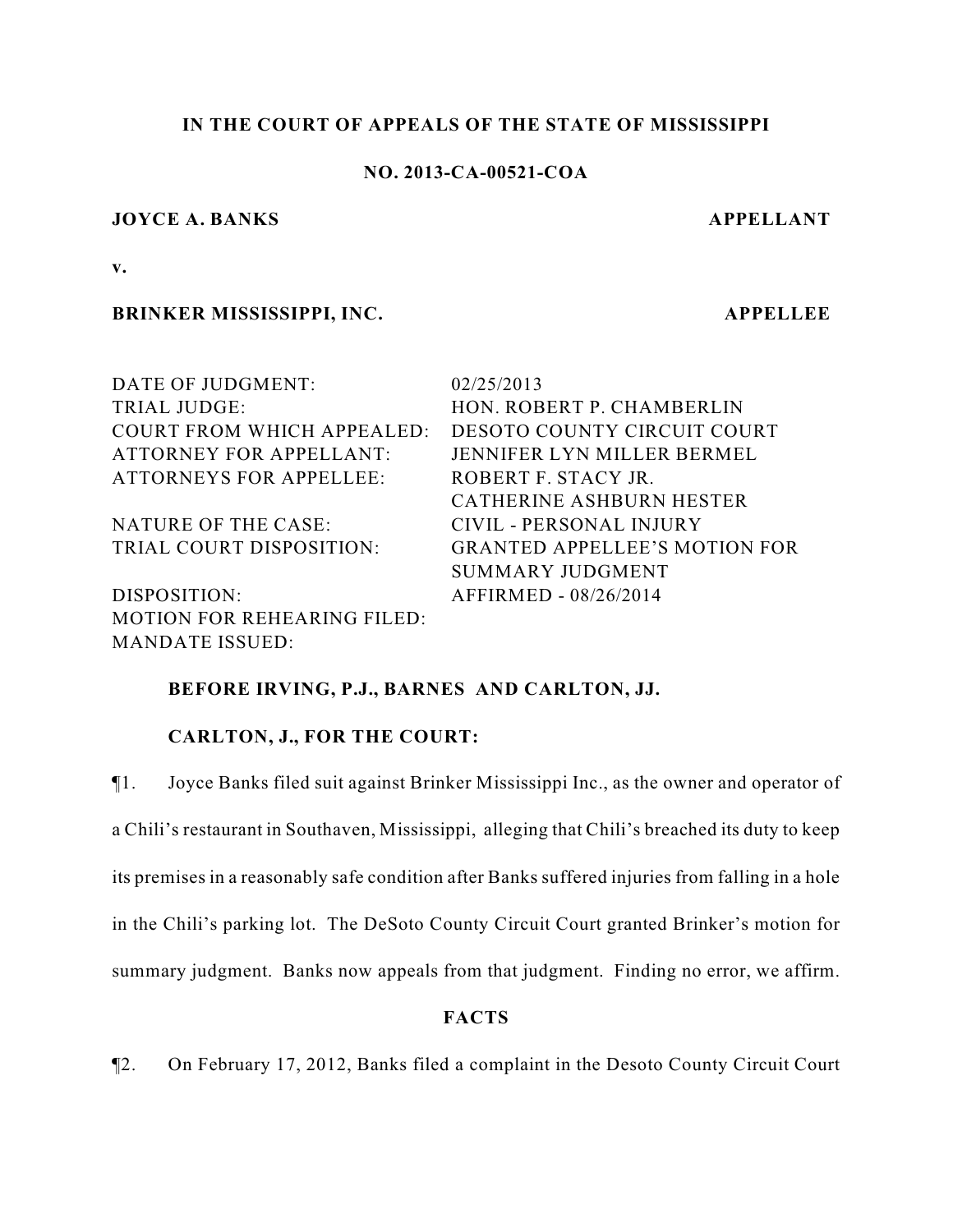**IN THE COURT OF APPEALS OF THE STATE OF MISSISSIPPI**

**NO. 2013-CA-00521-COA**

**JOYCE A. BANKS** **APPELLANT**

**v.**

**BRINKER MISSISSIPPI, INC.** **APPELLEE**

| | |
|---|---|
| DATE OF JUDGMENT: | 02/25/2013 |
| TRIAL JUDGE: | HON. ROBERT P. CHAMBERLIN |
| COURT FROM WHICH APPEALED: | DESOTO COUNTY CIRCUIT COURT |
| ATTORNEY FOR APPELLANT: | JENNIFER LYN MILLER BERMEL |
| ATTORNEYS FOR APPELLEE: | ROBERT F. STACY JR.<br>CATHERINE ASHBURN HESTER |
| NATURE OF THE CASE: | CIVIL - PERSONAL INJURY |
| TRIAL COURT DISPOSITION: | GRANTED APPELLEE'S MOTION FOR SUMMARY JUDGMENT |
| DISPOSITION: | AFFIRMED - 08/26/2014 |
| MOTION FOR REHEARING FILED: | |
| MANDATE ISSUED: | |

**BEFORE IRVING, P.J., BARNES AND CARLTON, JJ.**

**CARLTON, J., FOR THE COURT:**

¶1. Joyce Banks filed suit against Brinker Mississippi Inc., as the owner and operator of a Chili's restaurant in Southaven, Mississippi, alleging that Chili's breached its duty to keep its premises in a reasonably safe condition after Banks suffered injuries from falling in a hole in the Chili's parking lot. The DeSoto County Circuit Court granted Brinker's motion for summary judgment. Banks now appeals from that judgment. Finding no error, we affirm.

**FACTS**

¶2. On February 17, 2012, Banks filed a complaint in the Desoto County Circuit Court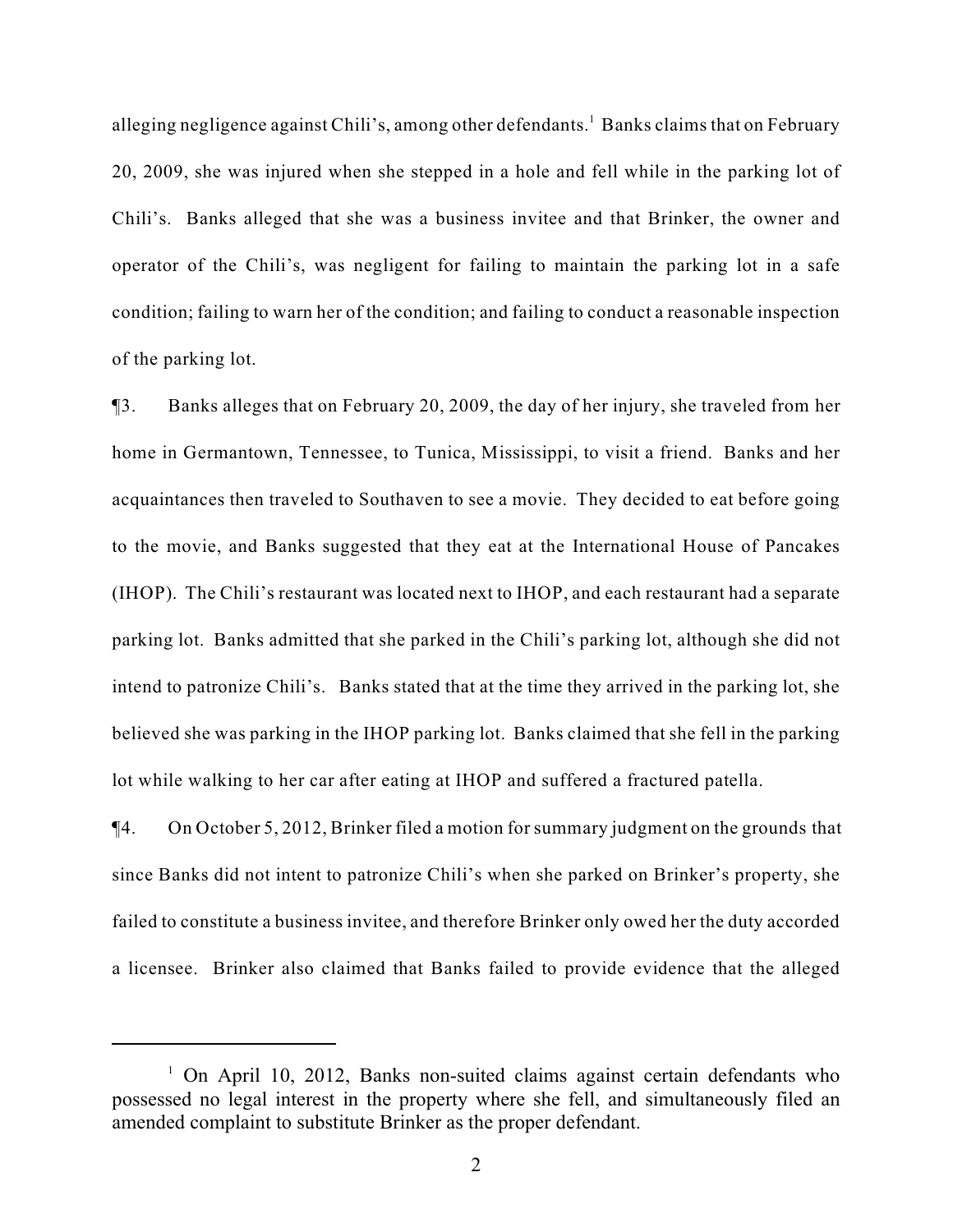alleging negligence against Chili's, among other defendants.[1] Banks claims that on February 20, 2009, she was injured when she stepped in a hole and fell while in the parking lot of Chili's. Banks alleged that she was a business invitee and that Brinker, the owner and operator of the Chili's, was negligent for failing to maintain the parking lot in a safe condition; failing to warn her of the condition; and failing to conduct a reasonable inspection of the parking lot.

¶3. Banks alleges that on February 20, 2009, the day of her injury, she traveled from her home in Germantown, Tennessee, to Tunica, Mississippi, to visit a friend. Banks and her acquaintances then traveled to Southaven to see a movie. They decided to eat before going to the movie, and Banks suggested that they eat at the International House of Pancakes (IHOP). The Chili's restaurant was located next to IHOP, and each restaurant had a separate parking lot. Banks admitted that she parked in the Chili's parking lot, although she did not intend to patronize Chili's. Banks stated that at the time they arrived in the parking lot, she believed she was parking in the IHOP parking lot. Banks claimed that she fell in the parking lot while walking to her car after eating at IHOP and suffered a fractured patella.

¶4. On October 5, 2012, Brinker filed a motion for summary judgment on the grounds that since Banks did not intent to patronize Chili's when she parked on Brinker's property, she failed to constitute a business invitee, and therefore Brinker only owed her the duty accorded a licensee. Brinker also claimed that Banks failed to provide evidence that the alleged

---

[1] On April 10, 2012, Banks non-suited claims against certain defendants who possessed no legal interest in the property where she fell, and simultaneously filed an amended complaint to substitute Brinker as the proper defendant.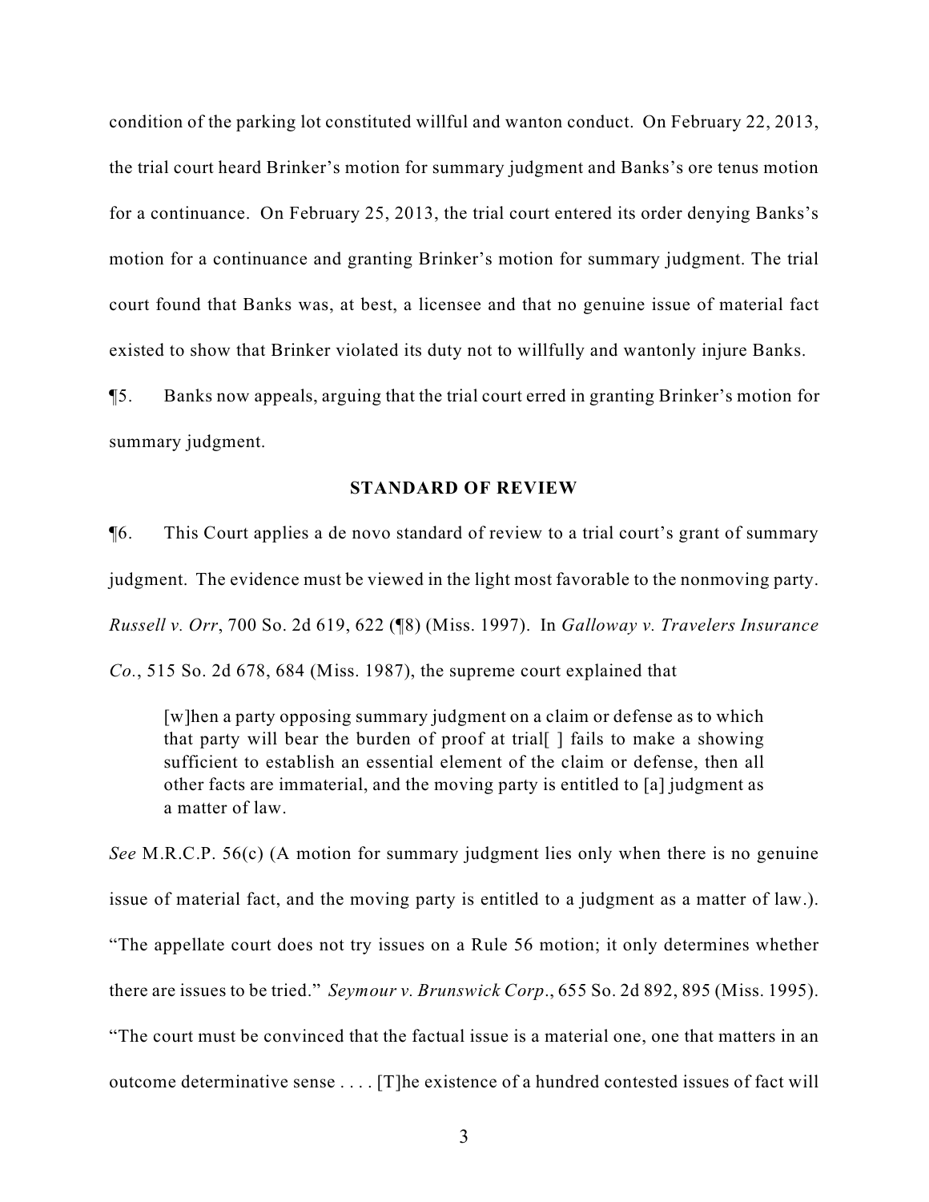condition of the parking lot constituted willful and wanton conduct. On February 22, 2013, the trial court heard Brinker's motion for summary judgment and Banks's ore tenus motion for a continuance. On February 25, 2013, the trial court entered its order denying Banks's motion for a continuance and granting Brinker's motion for summary judgment. The trial court found that Banks was, at best, a licensee and that no genuine issue of material fact existed to show that Brinker violated its duty not to willfully and wantonly injure Banks.

¶5. Banks now appeals, arguing that the trial court erred in granting Brinker's motion for summary judgment.

## STANDARD OF REVIEW

¶6. This Court applies a de novo standard of review to a trial court's grant of summary judgment. The evidence must be viewed in the light most favorable to the nonmoving party. *Russell v. Orr*, 700 So. 2d 619, 622 (¶8) (Miss. 1997). In *Galloway v. Travelers Insurance Co.*, 515 So. 2d 678, 684 (Miss. 1987), the supreme court explained that

> [w]hen a party opposing summary judgment on a claim or defense as to which that party will bear the burden of proof at trial[ ] fails to make a showing sufficient to establish an essential element of the claim or defense, then all other facts are immaterial, and the moving party is entitled to [a] judgment as a matter of law.

*See* M.R.C.P. 56(c) (A motion for summary judgment lies only when there is no genuine issue of material fact, and the moving party is entitled to a judgment as a matter of law.). "The appellate court does not try issues on a Rule 56 motion; it only determines whether there are issues to be tried." *Seymour v. Brunswick Corp*., 655 So. 2d 892, 895 (Miss. 1995). "The court must be convinced that the factual issue is a material one, one that matters in an outcome determinative sense . . . . [T]he existence of a hundred contested issues of fact will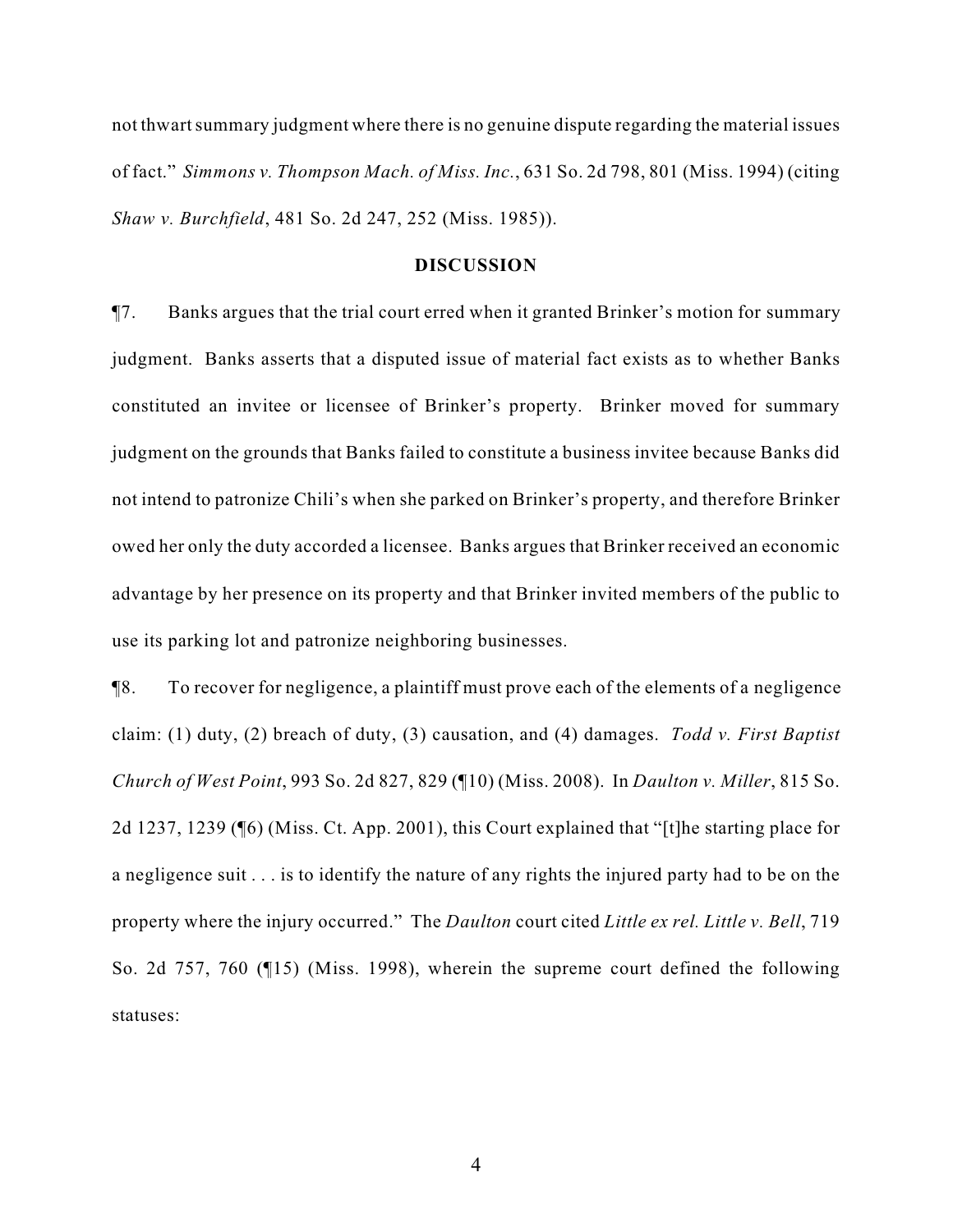not thwart summary judgment where there is no genuine dispute regarding the material issues of fact." *Simmons v. Thompson Mach. of Miss. Inc.*, 631 So. 2d 798, 801 (Miss. 1994) (citing *Shaw v. Burchfield*, 481 So. 2d 247, 252 (Miss. 1985)).

## DISCUSSION

¶7. Banks argues that the trial court erred when it granted Brinker's motion for summary judgment. Banks asserts that a disputed issue of material fact exists as to whether Banks constituted an invitee or licensee of Brinker's property. Brinker moved for summary judgment on the grounds that Banks failed to constitute a business invitee because Banks did not intend to patronize Chili's when she parked on Brinker's property, and therefore Brinker owed her only the duty accorded a licensee. Banks argues that Brinker received an economic advantage by her presence on its property and that Brinker invited members of the public to use its parking lot and patronize neighboring businesses.

¶8. To recover for negligence, a plaintiff must prove each of the elements of a negligence claim: (1) duty, (2) breach of duty, (3) causation, and (4) damages. *Todd v. First Baptist Church of West Point*, 993 So. 2d 827, 829 (¶10) (Miss. 2008). In *Daulton v. Miller*, 815 So. 2d 1237, 1239 (¶6) (Miss. Ct. App. 2001), this Court explained that "[t]he starting place for a negligence suit . . . is to identify the nature of any rights the injured party had to be on the property where the injury occurred." The *Daulton* court cited *Little ex rel. Little v. Bell*, 719 So. 2d 757, 760 (¶15) (Miss. 1998), wherein the supreme court defined the following statuses: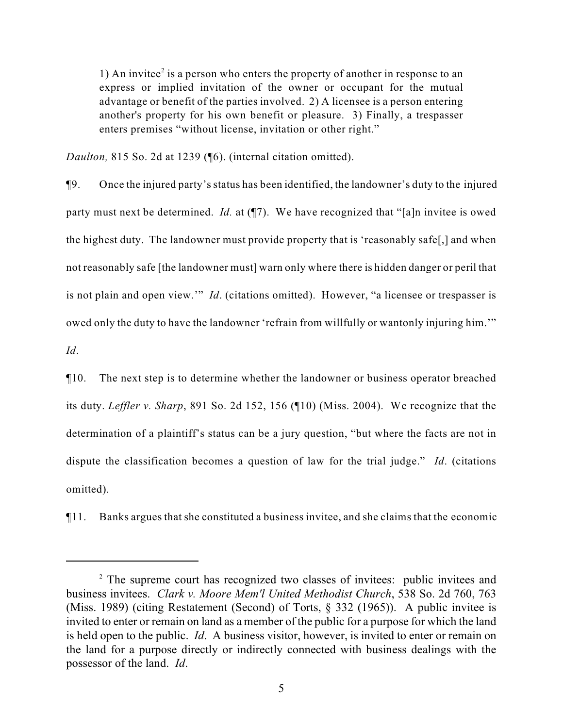> 1) An invitee[2] is a person who enters the property of another in response to an express or implied invitation of the owner or occupant for the mutual advantage or benefit of the parties involved. 2) A licensee is a person entering another's property for his own benefit or pleasure. 3) Finally, a trespasser enters premises "without license, invitation or other right."

*Daulton,* 815 So. 2d at 1239 (¶6). (internal citation omitted).

¶9. Once the injured party's status has been identified, the landowner's duty to the injured party must next be determined. *Id.* at (¶7). We have recognized that "[a]n invitee is owed the highest duty. The landowner must provide property that is 'reasonably safe[,] and when not reasonably safe [the landowner must] warn only where there is hidden danger or peril that is not plain and open view.'" *Id*. (citations omitted). However, "a licensee or trespasser is owed only the duty to have the landowner 'refrain from willfully or wantonly injuring him.'" *Id*.

¶10. The next step is to determine whether the landowner or business operator breached its duty. *Leffler v. Sharp*, 891 So. 2d 152, 156 (¶10) (Miss. 2004). We recognize that the determination of a plaintiff's status can be a jury question, "but where the facts are not in dispute the classification becomes a question of law for the trial judge." *Id*. (citations omitted).

¶11. Banks argues that she constituted a business invitee, and she claims that the economic

---

[2] The supreme court has recognized two classes of invitees: public invitees and business invitees. *Clark v. Moore Mem'l United Methodist Church*, 538 So. 2d 760, 763 (Miss. 1989) (citing Restatement (Second) of Torts, § 332 (1965)). A public invitee is invited to enter or remain on land as a member of the public for a purpose for which the land is held open to the public. *Id*. A business visitor, however, is invited to enter or remain on the land for a purpose directly or indirectly connected with business dealings with the possessor of the land. *Id*.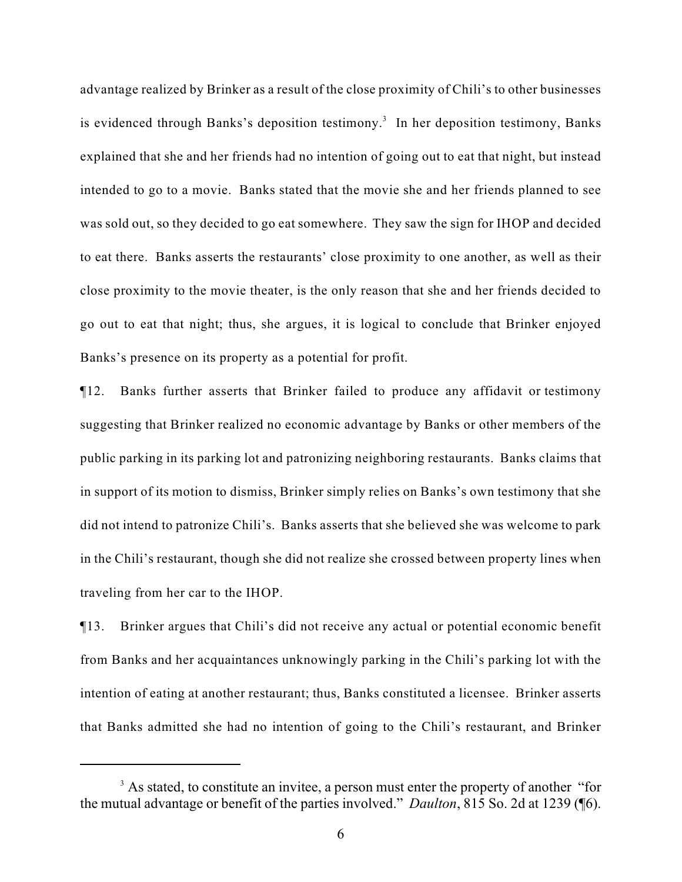advantage realized by Brinker as a result of the close proximity of Chili's to other businesses is evidenced through Banks's deposition testimony.[3] In her deposition testimony, Banks explained that she and her friends had no intention of going out to eat that night, but instead intended to go to a movie. Banks stated that the movie she and her friends planned to see was sold out, so they decided to go eat somewhere. They saw the sign for IHOP and decided to eat there. Banks asserts the restaurants' close proximity to one another, as well as their close proximity to the movie theater, is the only reason that she and her friends decided to go out to eat that night; thus, she argues, it is logical to conclude that Brinker enjoyed Banks's presence on its property as a potential for profit.

¶12. Banks further asserts that Brinker failed to produce any affidavit or testimony suggesting that Brinker realized no economic advantage by Banks or other members of the public parking in its parking lot and patronizing neighboring restaurants. Banks claims that in support of its motion to dismiss, Brinker simply relies on Banks's own testimony that she did not intend to patronize Chili's. Banks asserts that she believed she was welcome to park in the Chili's restaurant, though she did not realize she crossed between property lines when traveling from her car to the IHOP.

¶13. Brinker argues that Chili's did not receive any actual or potential economic benefit from Banks and her acquaintances unknowingly parking in the Chili's parking lot with the intention of eating at another restaurant; thus, Banks constituted a licensee. Brinker asserts that Banks admitted she had no intention of going to the Chili's restaurant, and Brinker

---

[3] As stated, to constitute an invitee, a person must enter the property of another "for the mutual advantage or benefit of the parties involved." *Daulton*, 815 So. 2d at 1239 (¶6).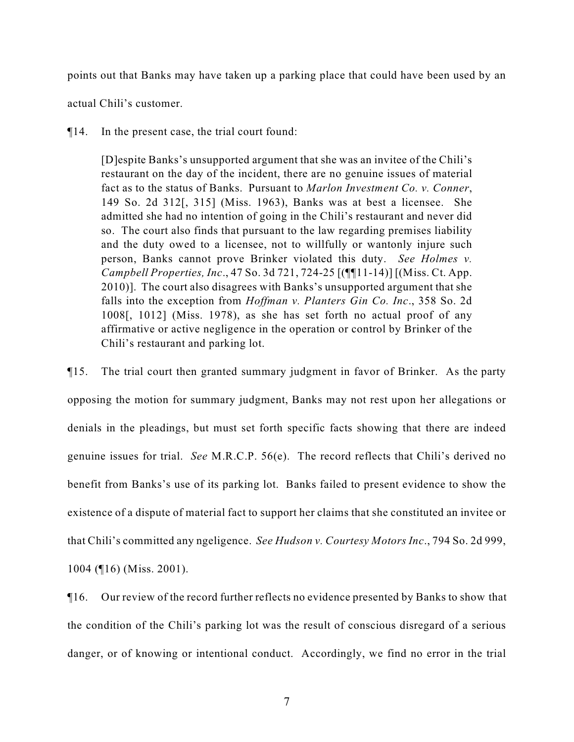points out that Banks may have taken up a parking place that could have been used by an actual Chili's customer.

¶14. In the present case, the trial court found:

> [D]espite Banks's unsupported argument that she was an invitee of the Chili's restaurant on the day of the incident, there are no genuine issues of material fact as to the status of Banks. Pursuant to *Marlon Investment Co. v. Conner*, 149 So. 2d 312[, 315] (Miss. 1963), Banks was at best a licensee. She admitted she had no intention of going in the Chili's restaurant and never did so. The court also finds that pursuant to the law regarding premises liability and the duty owed to a licensee, not to willfully or wantonly injure such person, Banks cannot prove Brinker violated this duty. *See Holmes v. Campbell Properties, Inc*., 47 So. 3d 721, 724-25 [(¶¶11-14)] [(Miss. Ct. App. 2010)]. The court also disagrees with Banks's unsupported argument that she falls into the exception from *Hoffman v. Planters Gin Co. Inc*., 358 So. 2d 1008[, 1012] (Miss. 1978), as she has set forth no actual proof of any affirmative or active negligence in the operation or control by Brinker of the Chili's restaurant and parking lot.

¶15. The trial court then granted summary judgment in favor of Brinker. As the party opposing the motion for summary judgment, Banks may not rest upon her allegations or denials in the pleadings, but must set forth specific facts showing that there are indeed genuine issues for trial. *See* M.R.C.P. 56(e). The record reflects that Chili's derived no benefit from Banks's use of its parking lot. Banks failed to present evidence to show the existence of a dispute of material fact to support her claims that she constituted an invitee or that Chili's committed any ngeligence. *See Hudson v. Courtesy Motors Inc*., 794 So. 2d 999, 1004 (¶16) (Miss. 2001).

¶16. Our review of the record further reflects no evidence presented by Banks to show that the condition of the Chili's parking lot was the result of conscious disregard of a serious danger, or of knowing or intentional conduct. Accordingly, we find no error in the trial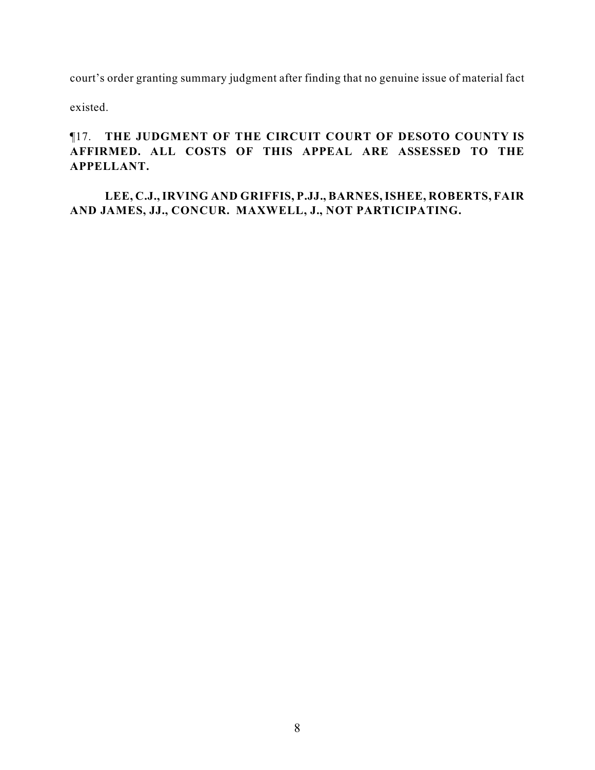court's order granting summary judgment after finding that no genuine issue of material fact existed.

¶17. **THE JUDGMENT OF THE CIRCUIT COURT OF DESOTO COUNTY IS AFFIRMED. ALL COSTS OF THIS APPEAL ARE ASSESSED TO THE APPELLANT.**

**LEE, C.J., IRVING AND GRIFFIS, P.JJ., BARNES, ISHEE, ROBERTS, FAIR AND JAMES, JJ., CONCUR. MAXWELL, J., NOT PARTICIPATING.**